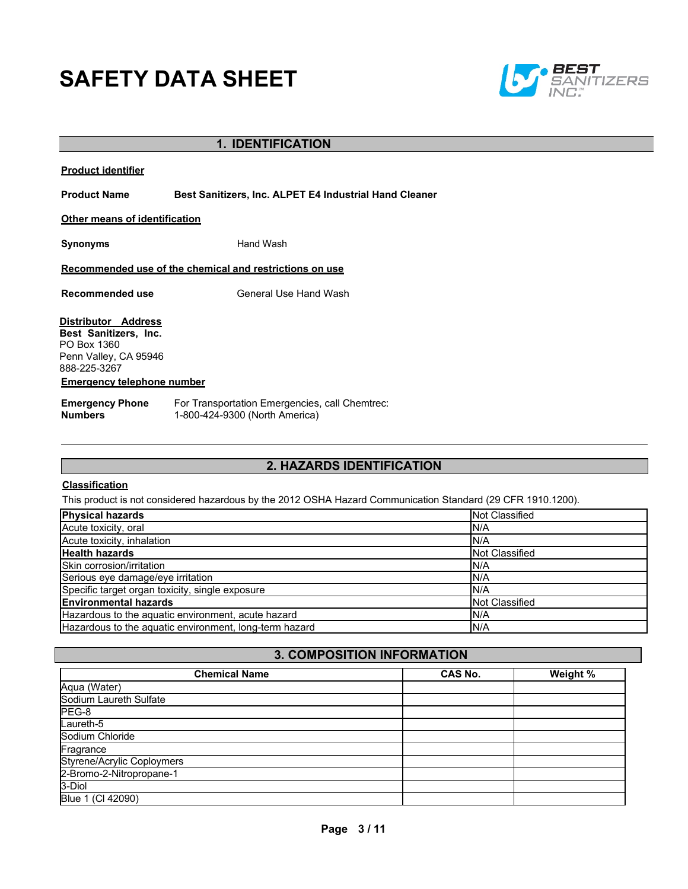# SAFETY DATA SHEET

## 1. IDENTIFICATION

**Product identifier**

**Product Name** **Best Sanitizers, Inc. ALPET E4 Industrial Hand Cleaner**

**Other means of identification**

**Synonyms** Hand Wash

**Recommended use of the chemical and restrictions on use**

**Recommended use** General Use Hand Wash

**Distributor Address**
**Best Sanitizers, Inc.**
PO Box 1360
Penn Valley, CA 95946
888-225-3267

**Emergency telephone number**

**Emergency Phone Numbers** For Transportation Emergencies, call Chemtrec: 1-800-424-9300 (North America)

## 2. HAZARDS IDENTIFICATION

**Classification**

This product is not considered hazardous by the 2012 OSHA Hazard Communication Standard (29 CFR 1910.1200).

| **Physical hazards** | Not Classified |
|---|---|
| Acute toxicity, oral | N/A |
| Acute toxicity, inhalation | N/A |
| **Health hazards** | Not Classified |
| Skin corrosion/irritation | N/A |
| Serious eye damage/eye irritation | N/A |
| Specific target organ toxicity, single exposure | N/A |
| **Environmental hazards** | Not Classified |
| Hazardous to the aquatic environment, acute hazard | N/A |
| Hazardous to the aquatic environment, long-term hazard | N/A |

## 3. COMPOSITION INFORMATION

| Chemical Name | CAS No. | Weight % |
|---|---|---|
| Aqua (Water) | | |
| Sodium Laureth Sulfate | | |
| PEG-8 | | |
| Laureth-5 | | |
| Sodium Chloride | | |
| Fragrance | | |
| Styrene/Acrylic Coplymers | | |
| 2-Bromo-2-Nitropropane-1 | | |
| 3-Diol | | |
| Blue 1 (CI 42090) | | |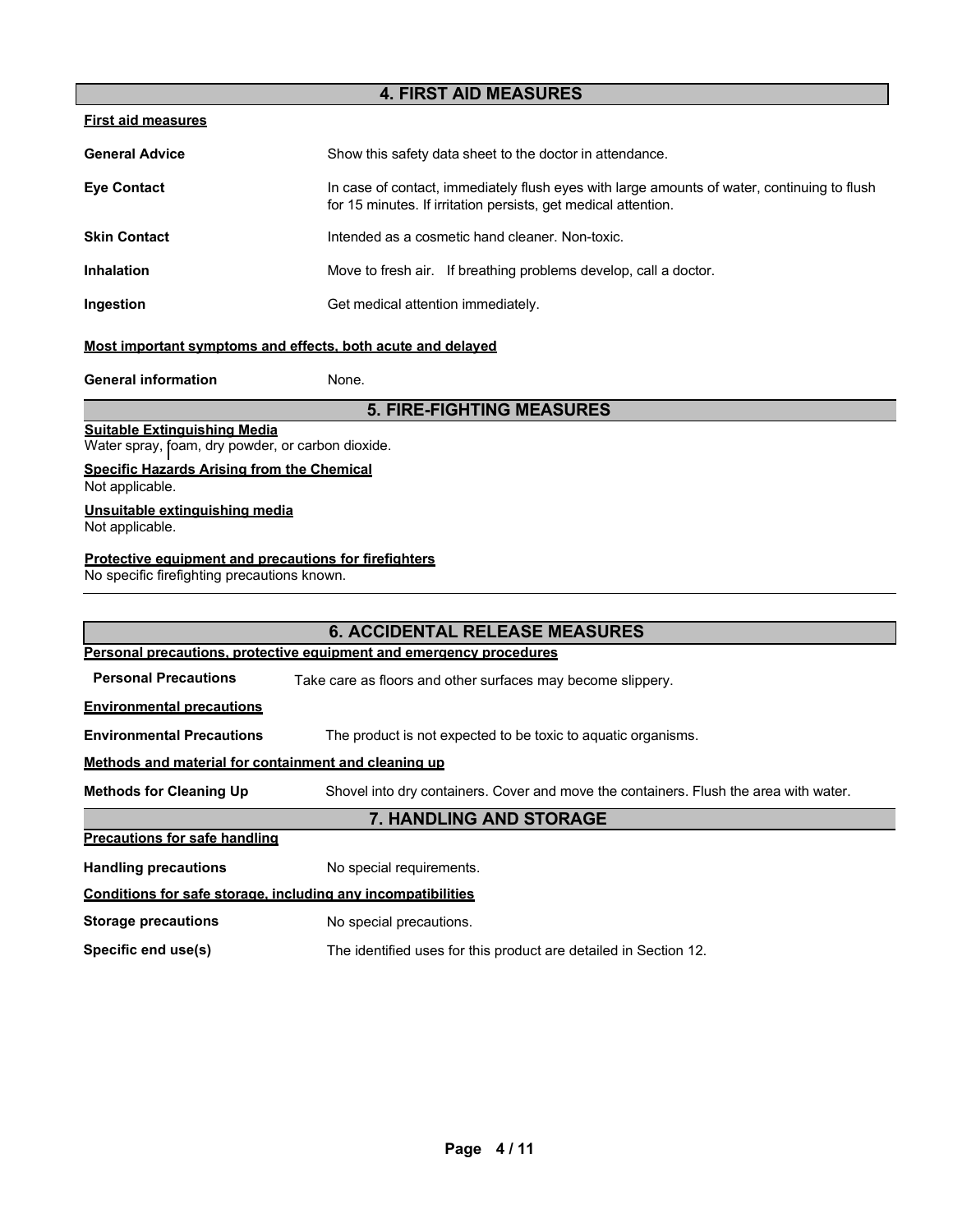## 4. FIRST AID MEASURES

**First aid measures**

**General Advice** Show this safety data sheet to the doctor in attendance.

**Eye Contact** In case of contact, immediately flush eyes with large amounts of water, continuing to flush for 15 minutes. If irritation persists, get medical attention.

**Skin Contact** Intended as a cosmetic hand cleaner. Non-toxic.

**Inhalation** Move to fresh air. If breathing problems develop, call a doctor.

**Ingestion** Get medical attention immediately.

**Most important symptoms and effects, both acute and delayed**

**General information** None.

## 5. FIRE-FIGHTING MEASURES

**Suitable Extinguishing Media**
Water spray, foam, dry powder, or carbon dioxide.

**Specific Hazards Arising from the Chemical**
Not applicable.

**Unsuitable extinguishing media**
Not applicable.

**Protective equipment and precautions for firefighters**
No specific firefighting precautions known.

## 6. ACCIDENTAL RELEASE MEASURES

**Personal precautions, protective equipment and emergency procedures**

**Personal Precautions** Take care as floors and other surfaces may become slippery.

**Environmental precautions**

**Environmental Precautions** The product is not expected to be toxic to aquatic organisms.

**Methods and material for containment and cleaning up**

**Methods for Cleaning Up** Shovel into dry containers. Cover and move the containers. Flush the area with water.

## 7. HANDLING AND STORAGE

**Precautions for safe handling**

**Handling precautions** No special requirements.

**Conditions for safe storage, including any incompatibilities**

**Storage precautions** No special precautions.

**Specific end use(s)** The identified uses for this product are detailed in Section 12.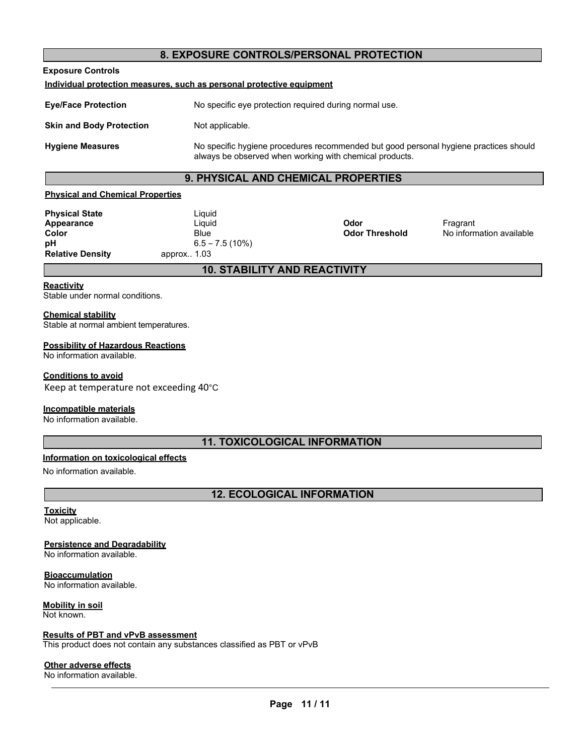## 8. EXPOSURE CONTROLS/PERSONAL PROTECTION

**Exposure Controls**

**Individual protection measures, such as personal protective equipment**

| | |
|---|---|
| **Eye/Face Protection** | No specific eye protection required during normal use. |
| **Skin and Body Protection** | Not applicable. |
| **Hygiene Measures** | No specific hygiene procedures recommended but good personal hygiene practices should always be observed when working with chemical products. |

## 9. PHYSICAL AND CHEMICAL PROPERTIES

**Physical and Chemical Properties**

| | | | |
|---|---|---|---|
| **Physical State** | Liquid | | |
| **Appearance** | Liquid | **Odor** | Fragrant |
| **Color** | Blue | **Odor Threshold** | No information available |
| **pH** | 6.5 – 7.5 (10%) | | |
| **Relative Density** | approx.. 1.03 | | |

## 10. STABILITY AND REACTIVITY

**Reactivity**

Stable under normal conditions.

**Chemical stability**

Stable at normal ambient temperatures.

**Possibility of Hazardous Reactions**

No information available.

**Conditions to avoid**

Keep at temperature not exceeding 40°C

**Incompatible materials**

No information available.

## 11. TOXICOLOGICAL INFORMATION

**Information on toxicological effects**

No information available.

## 12. ECOLOGICAL INFORMATION

**Toxicity**

Not applicable.

**Persistence and Degradability**

No information available.

**Bioaccumulation**

No information available.

**Mobility in soil**

Not known.

**Results of PBT and vPvB assessment**

This product does not contain any substances classified as PBT or vPvB

**Other adverse effects**

No information available.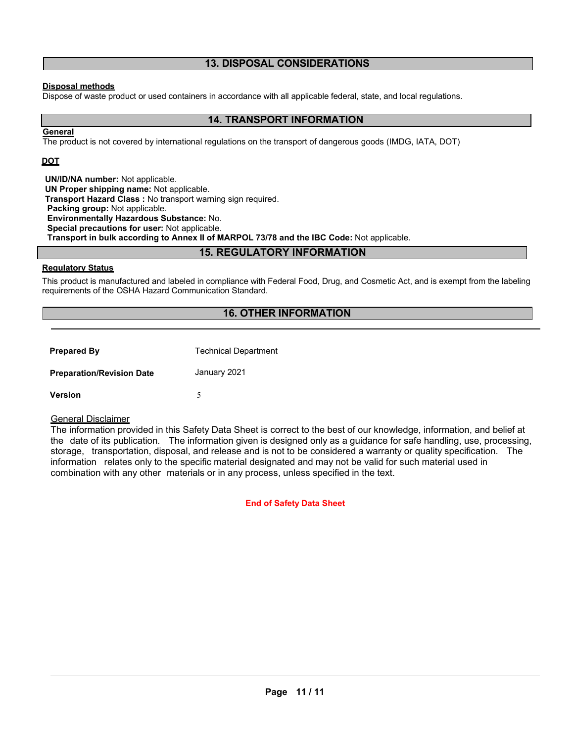## 13. DISPOSAL CONSIDERATIONS

**Disposal methods**

Dispose of waste product or used containers in accordance with all applicable federal, state, and local regulations.

## 14. TRANSPORT INFORMATION

**General**

The product is not covered by international regulations on the transport of dangerous goods (IMDG, IATA, DOT)

**DOT**

**UN/ID/NA number:** Not applicable.
**UN Proper shipping name:** Not applicable.
**Transport Hazard Class :** No transport warning sign required.
**Packing group:** Not applicable.
**Environmentally Hazardous Substance:** No.
**Special precautions for user:** Not applicable.
**Transport in bulk according to Annex II of MARPOL 73/78 and the IBC Code:** Not applicable.

## 15. REGULATORY INFORMATION

**Regulatory Status**

This product is manufactured and labeled in compliance with Federal Food, Drug, and Cosmetic Act, and is exempt from the labeling requirements of the OSHA Hazard Communication Standard.

## 16. OTHER INFORMATION

| | |
|---|---|
| **Prepared By** | Technical Department |
| **Preparation/Revision Date** | January 2021 |
| **Version** | 5 |

General Disclaimer

The information provided in this Safety Data Sheet is correct to the best of our knowledge, information, and belief at the date of its publication. The information given is designed only as a guidance for safe handling, use, processing, storage, transportation, disposal, and release and is not to be considered a warranty or quality specification. The information relates only to the specific material designated and may not be valid for such material used in combination with any other materials or in any process, unless specified in the text.

**End of Safety Data Sheet**